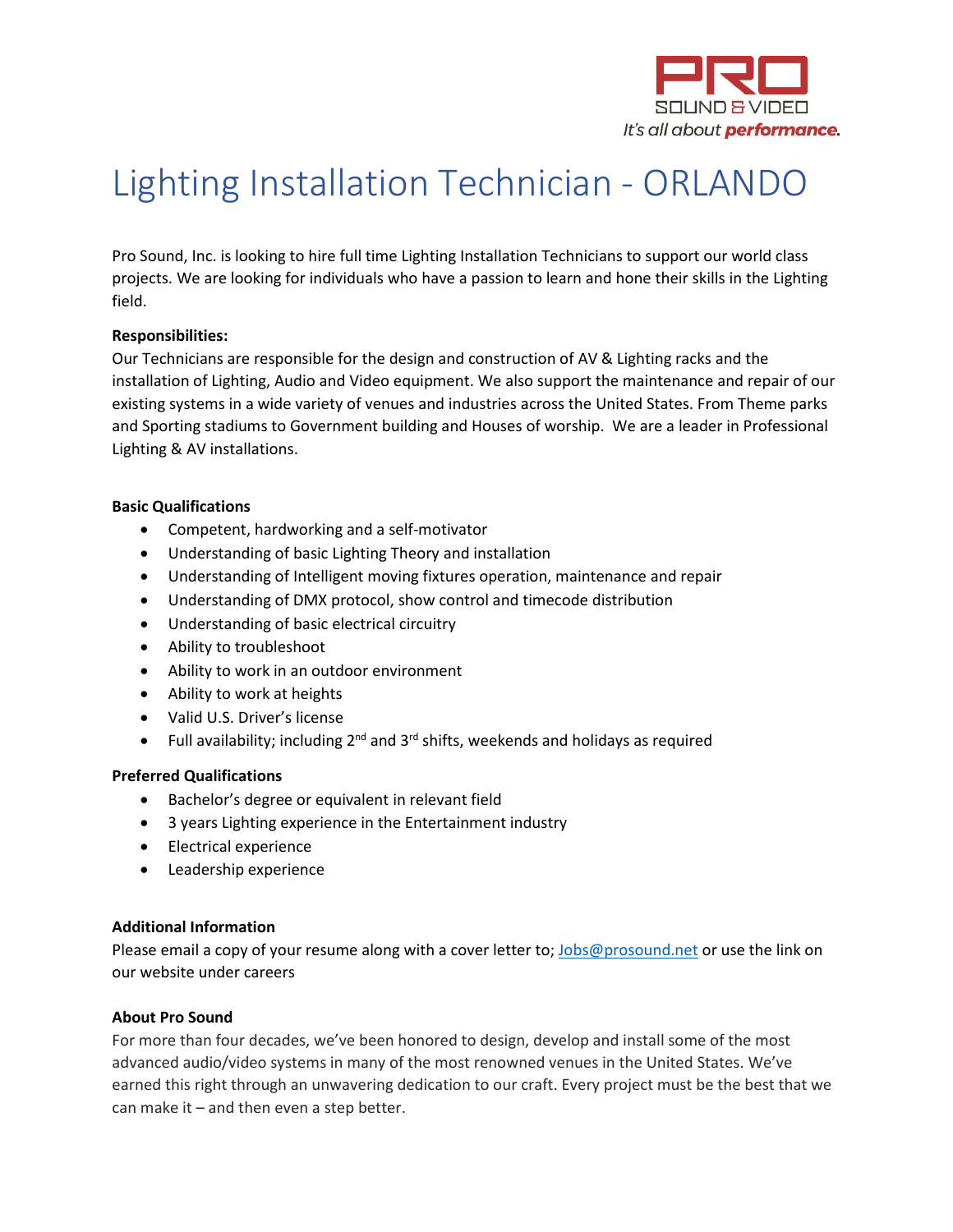PRO
SOUND & VIDEO
*It's all about* ***performance.***

# Lighting Installation Technician - ORLANDO

Pro Sound, Inc. is looking to hire full time Lighting Installation Technicians to support our world class projects. We are looking for individuals who have a passion to learn and hone their skills in the Lighting field.

**Responsibilities:**
Our Technicians are responsible for the design and construction of AV & Lighting racks and the installation of Lighting, Audio and Video equipment. We also support the maintenance and repair of our existing systems in a wide variety of venues and industries across the United States. From Theme parks and Sporting stadiums to Government building and Houses of worship. We are a leader in Professional Lighting & AV installations.

**Basic Qualifications**

- Competent, hardworking and a self-motivator
- Understanding of basic Lighting Theory and installation
- Understanding of Intelligent moving fixtures operation, maintenance and repair
- Understanding of DMX protocol, show control and timecode distribution
- Understanding of basic electrical circuitry
- Ability to troubleshoot
- Ability to work in an outdoor environment
- Ability to work at heights
- Valid U.S. Driver's license
- Full availability; including 2nd and 3rd shifts, weekends and holidays as required

**Preferred Qualifications**

- Bachelor's degree or equivalent in relevant field
- 3 years Lighting experience in the Entertainment industry
- Electrical experience
- Leadership experience

**Additional Information**
Please email a copy of your resume along with a cover letter to; Jobs@prosound.net or use the link on our website under careers

**About Pro Sound**
For more than four decades, we've been honored to design, develop and install some of the most advanced audio/video systems in many of the most renowned venues in the United States. We've earned this right through an unwavering dedication to our craft. Every project must be the best that we can make it – and then even a step better.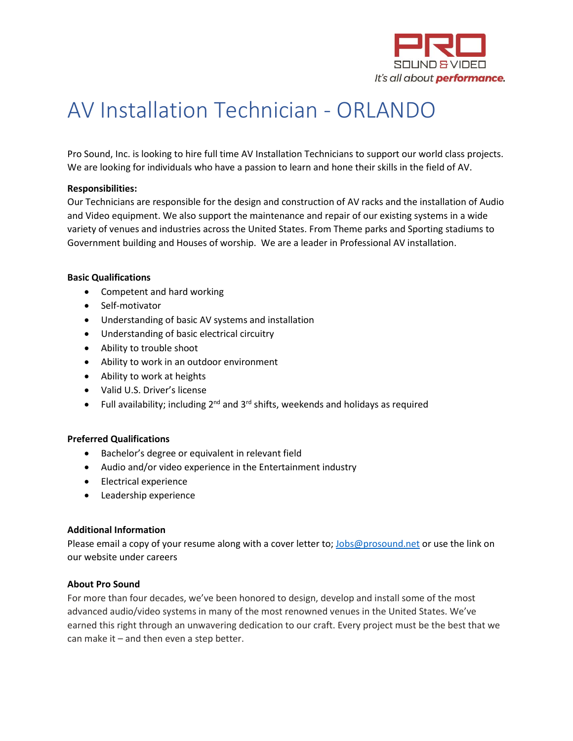PRO SOUND & VIDEO
*It's all about **performance**.*

# AV Installation Technician - ORLANDO

Pro Sound, Inc. is looking to hire full time AV Installation Technicians to support our world class projects. We are looking for individuals who have a passion to learn and hone their skills in the field of AV.

**Responsibilities:**
Our Technicians are responsible for the design and construction of AV racks and the installation of Audio and Video equipment. We also support the maintenance and repair of our existing systems in a wide variety of venues and industries across the United States. From Theme parks and Sporting stadiums to Government building and Houses of worship. We are a leader in Professional AV installation.

**Basic Qualifications**

- Competent and hard working
- Self-motivator
- Understanding of basic AV systems and installation
- Understanding of basic electrical circuitry
- Ability to trouble shoot
- Ability to work in an outdoor environment
- Ability to work at heights
- Valid U.S. Driver's license
- Full availability; including 2nd and 3rd shifts, weekends and holidays as required

**Preferred Qualifications**

- Bachelor's degree or equivalent in relevant field
- Audio and/or video experience in the Entertainment industry
- Electrical experience
- Leadership experience

**Additional Information**
Please email a copy of your resume along with a cover letter to; Jobs@prosound.net or use the link on our website under careers

**About Pro Sound**
For more than four decades, we've been honored to design, develop and install some of the most advanced audio/video systems in many of the most renowned venues in the United States. We've earned this right through an unwavering dedication to our craft. Every project must be the best that we can make it – and then even a step better.